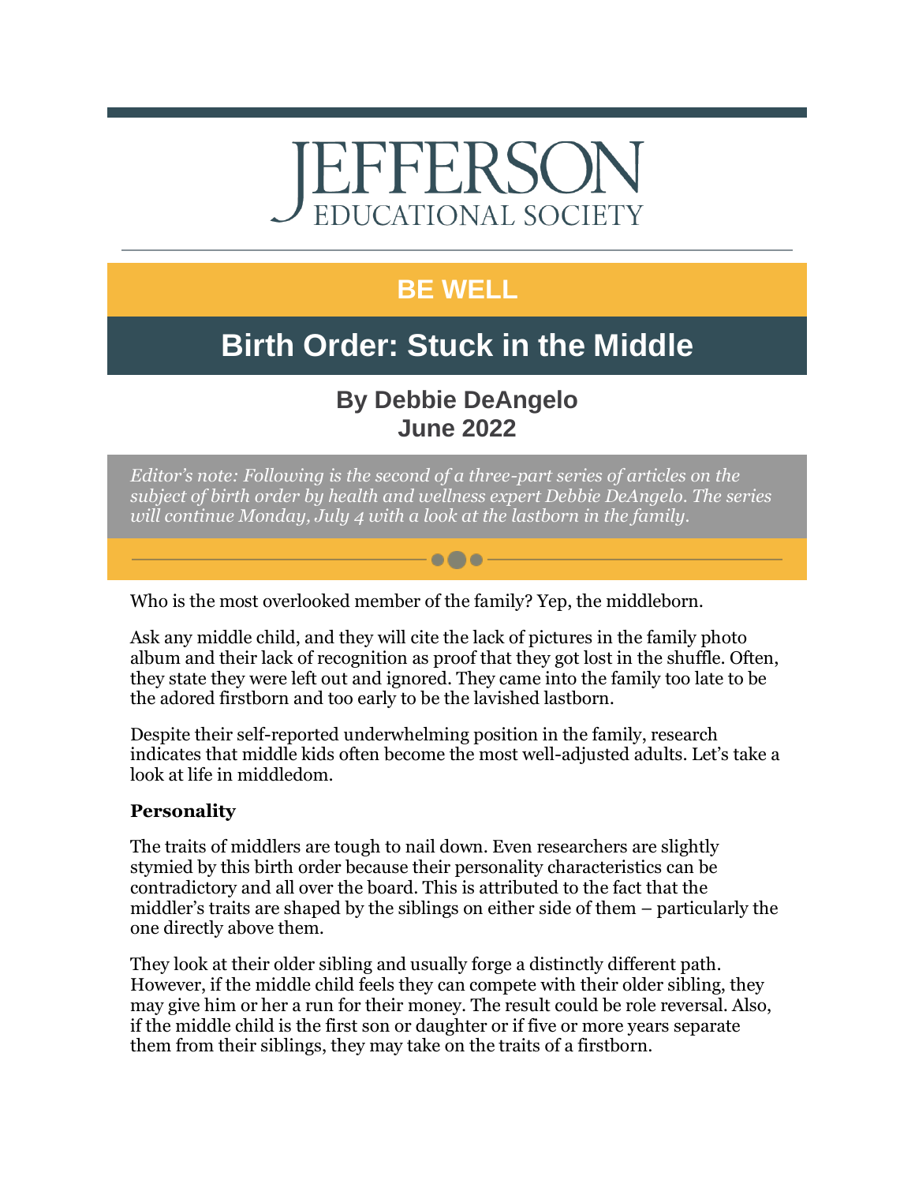# JEFFERSON
EDUCATIONAL SOCIETY

## BE WELL

# Birth Order: Stuck in the Middle

### By Debbie DeAngelo
### June 2022

*Editor's note: Following is the second of a three-part series of articles on the subject of birth order by health and wellness expert Debbie DeAngelo. The series will continue Monday, July 4 with a look at the lastborn in the family.*

Who is the most overlooked member of the family? Yep, the middleborn.

Ask any middle child, and they will cite the lack of pictures in the family photo album and their lack of recognition as proof that they got lost in the shuffle. Often, they state they were left out and ignored. They came into the family too late to be the adored firstborn and too early to be the lavished lastborn.

Despite their self-reported underwhelming position in the family, research indicates that middle kids often become the most well-adjusted adults. Let's take a look at life in middledom.

**Personality**

The traits of middlers are tough to nail down. Even researchers are slightly stymied by this birth order because their personality characteristics can be contradictory and all over the board. This is attributed to the fact that the middler's traits are shaped by the siblings on either side of them – particularly the one directly above them.

They look at their older sibling and usually forge a distinctly different path. However, if the middle child feels they can compete with their older sibling, they may give him or her a run for their money. The result could be role reversal. Also, if the middle child is the first son or daughter or if five or more years separate them from their siblings, they may take on the traits of a firstborn.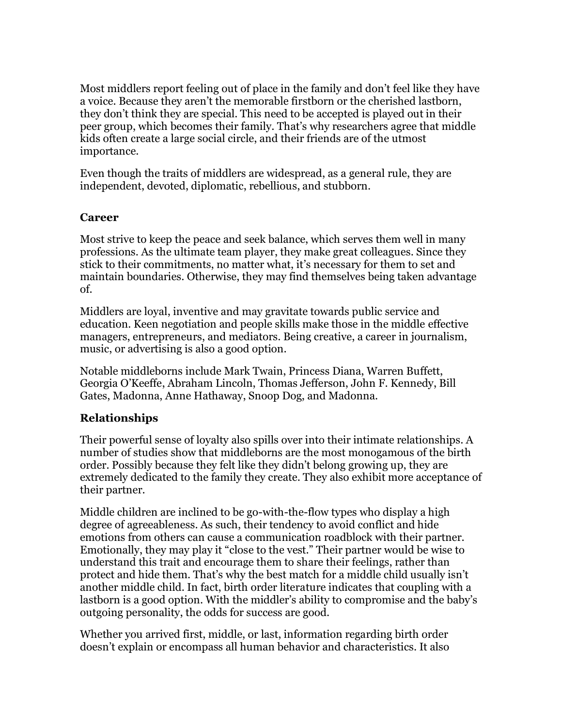Most middlers report feeling out of place in the family and don't feel like they have a voice. Because they aren't the memorable firstborn or the cherished lastborn, they don't think they are special. This need to be accepted is played out in their peer group, which becomes their family. That's why researchers agree that middle kids often create a large social circle, and their friends are of the utmost importance.

Even though the traits of middlers are widespread, as a general rule, they are independent, devoted, diplomatic, rebellious, and stubborn.

### Career

Most strive to keep the peace and seek balance, which serves them well in many professions. As the ultimate team player, they make great colleagues. Since they stick to their commitments, no matter what, it's necessary for them to set and maintain boundaries. Otherwise, they may find themselves being taken advantage of.

Middlers are loyal, inventive and may gravitate towards public service and education. Keen negotiation and people skills make those in the middle effective managers, entrepreneurs, and mediators. Being creative, a career in journalism, music, or advertising is also a good option.

Notable middleborns include Mark Twain, Princess Diana, Warren Buffett, Georgia O'Keeffe, Abraham Lincoln, Thomas Jefferson, John F. Kennedy, Bill Gates, Madonna, Anne Hathaway, Snoop Dog, and Madonna.

### Relationships

Their powerful sense of loyalty also spills over into their intimate relationships. A number of studies show that middleborns are the most monogamous of the birth order. Possibly because they felt like they didn't belong growing up, they are extremely dedicated to the family they create. They also exhibit more acceptance of their partner.

Middle children are inclined to be go-with-the-flow types who display a high degree of agreeableness. As such, their tendency to avoid conflict and hide emotions from others can cause a communication roadblock with their partner. Emotionally, they may play it "close to the vest." Their partner would be wise to understand this trait and encourage them to share their feelings, rather than protect and hide them. That's why the best match for a middle child usually isn't another middle child. In fact, birth order literature indicates that coupling with a lastborn is a good option. With the middler's ability to compromise and the baby's outgoing personality, the odds for success are good.

Whether you arrived first, middle, or last, information regarding birth order doesn't explain or encompass all human behavior and characteristics. It also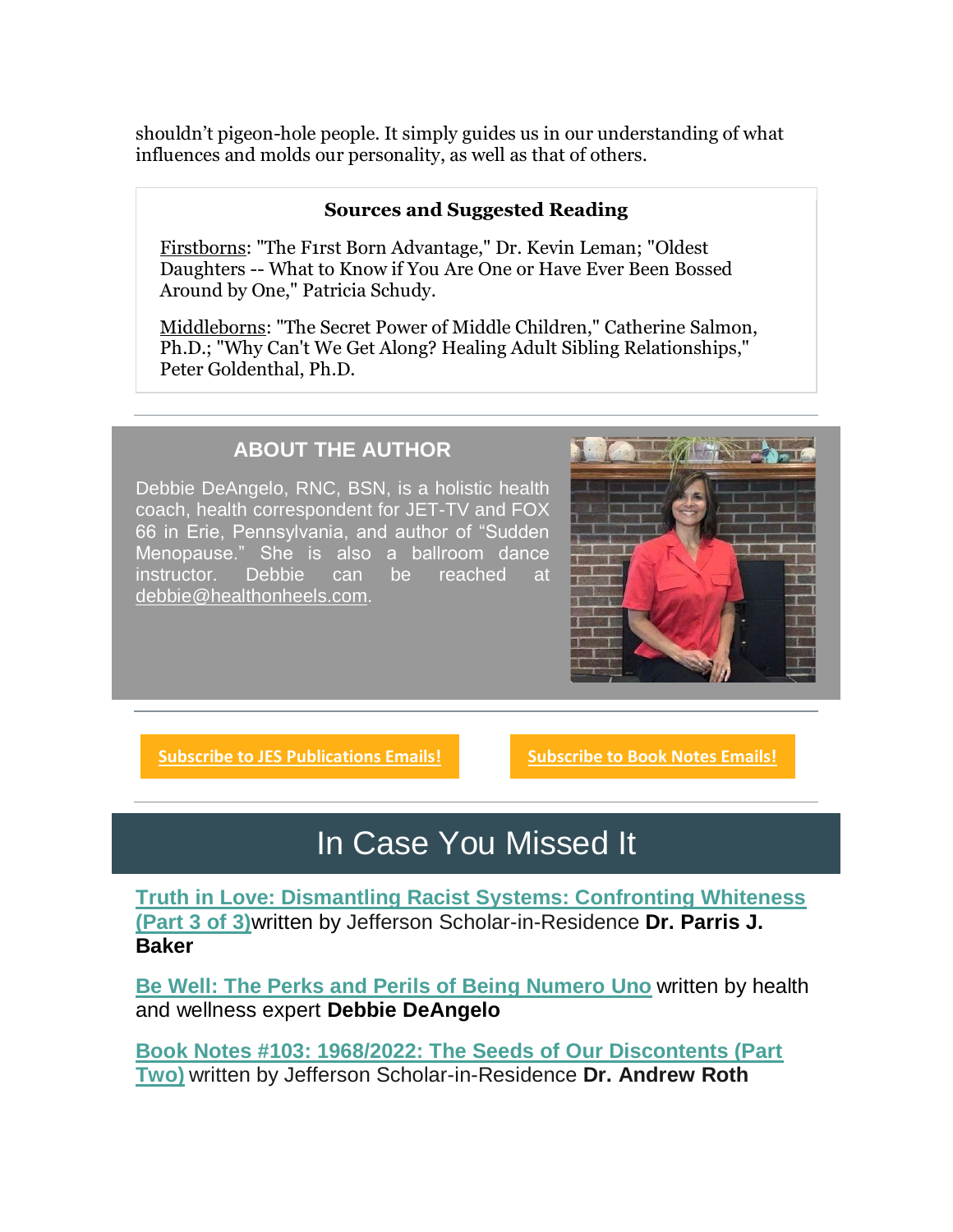shouldn't pigeon-hole people. It simply guides us in our understanding of what influences and molds our personality, as well as that of others.

**Sources and Suggested Reading**

Firstborns: "The First Born Advantage," Dr. Kevin Leman; "Oldest Daughters -- What to Know if You Are One or Have Ever Been Bossed Around by One," Patricia Schudy.

Middleborns: "The Secret Power of Middle Children," Catherine Salmon, Ph.D.; "Why Can't We Get Along? Healing Adult Sibling Relationships," Peter Goldenthal, Ph.D.

---

## ABOUT THE AUTHOR

Debbie DeAngelo, RNC, BSN, is a holistic health coach, health correspondent for JET-TV and FOX 66 in Erie, Pennsylvania, and author of "Sudden Menopause." She is also a ballroom dance instructor. Debbie can be reached at debbie@healthonheels.com.

---

**Subscribe to JES Publications Emails!**

**Subscribe to Book Notes Emails!**

---

# In Case You Missed It

**Truth in Love: Dismantling Racist Systems: Confronting Whiteness (Part 3 of 3)** written by Jefferson Scholar-in-Residence **Dr. Parris J. Baker**

**Be Well: The Perks and Perils of Being Numero Uno** written by health and wellness expert **Debbie DeAngelo**

**Book Notes #103: 1968/2022: The Seeds of Our Discontents (Part Two)** written by Jefferson Scholar-in-Residence **Dr. Andrew Roth**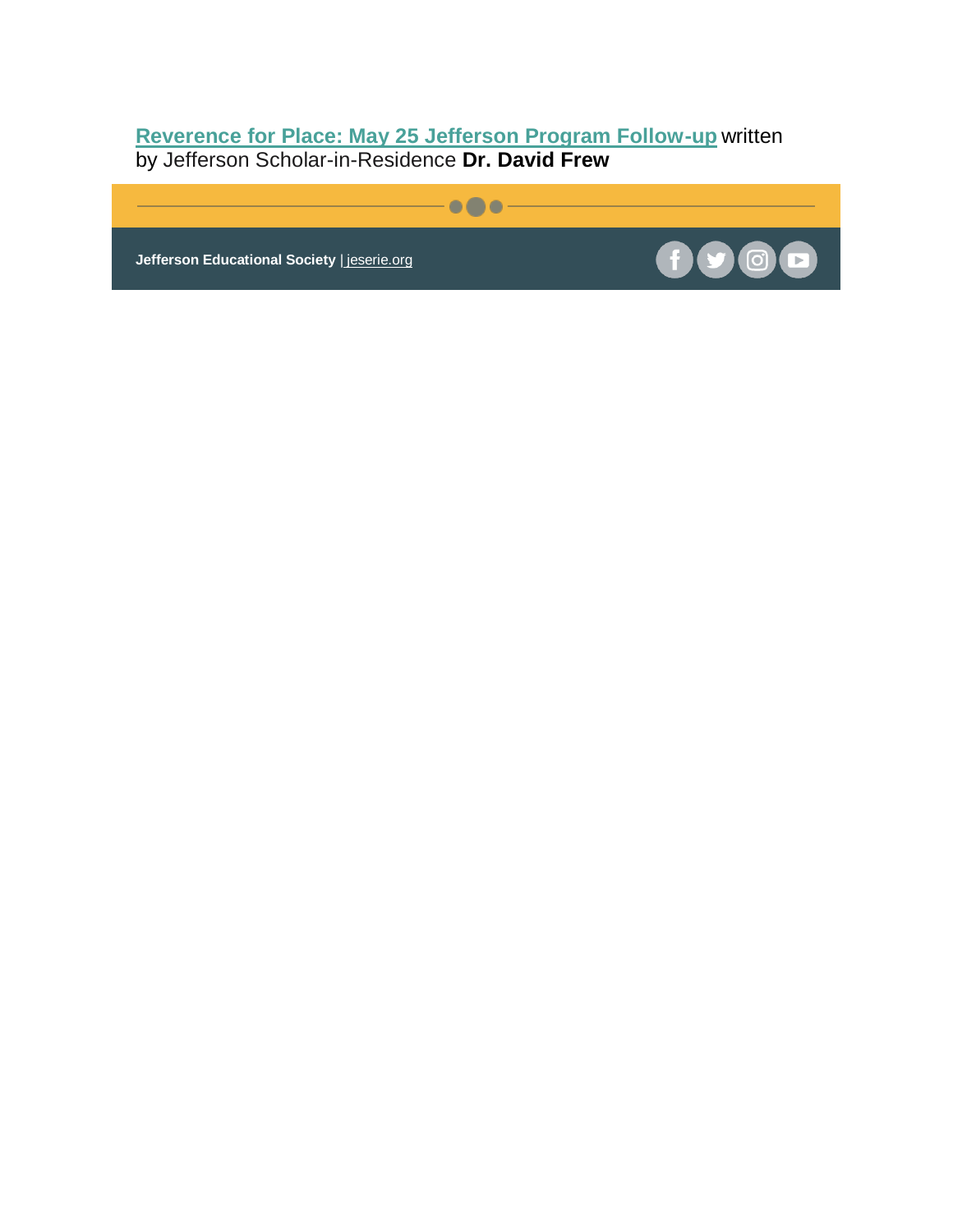**Reverence for Place: May 25 Jefferson Program Follow-up** written by Jefferson Scholar-in-Residence **Dr. David Frew**

**Jefferson Educational Society** | jeserie.org